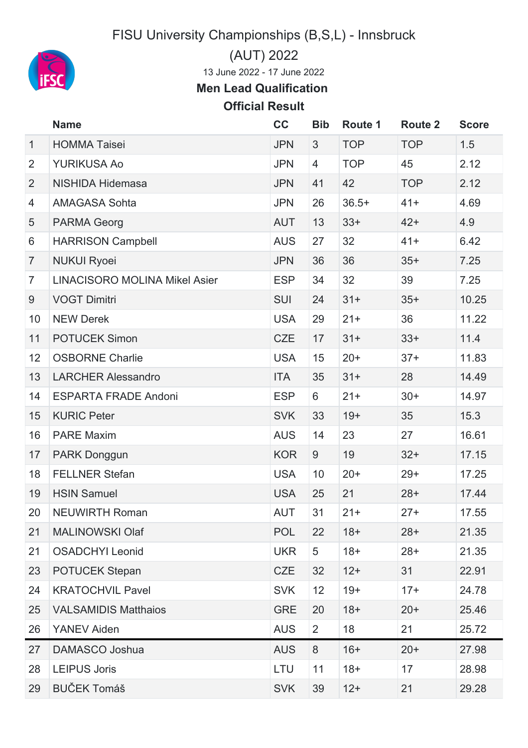# FISU University Championships (B,S,L) - Innsbruck (AUT) 2022

13 June 2022 - 17 June 2022

## Men Lead Qualification

### Official Result

| | Name | CC | Bib | Route 1 | Route 2 | Score |
|---|---|---|---|---|---|---|
| 1 | HOMMA Taisei | JPN | 3 | TOP | TOP | 1.5 |
| 2 | YURIKUSA Ao | JPN | 4 | TOP | 45 | 2.12 |
| 2 | NISHIDA Hidemasa | JPN | 41 | 42 | TOP | 2.12 |
| 4 | AMAGASA Sohta | JPN | 26 | 36.5+ | 41+ | 4.69 |
| 5 | PARMA Georg | AUT | 13 | 33+ | 42+ | 4.9 |
| 6 | HARRISON Campbell | AUS | 27 | 32 | 41+ | 6.42 |
| 7 | NUKUI Ryoei | JPN | 36 | 36 | 35+ | 7.25 |
| 7 | LINACISORO MOLINA Mikel Asier | ESP | 34 | 32 | 39 | 7.25 |
| 9 | VOGT Dimitri | SUI | 24 | 31+ | 35+ | 10.25 |
| 10 | NEW Derek | USA | 29 | 21+ | 36 | 11.22 |
| 11 | POTUCEK Simon | CZE | 17 | 31+ | 33+ | 11.4 |
| 12 | OSBORNE Charlie | USA | 15 | 20+ | 37+ | 11.83 |
| 13 | LARCHER Alessandro | ITA | 35 | 31+ | 28 | 14.49 |
| 14 | ESPARTA FRADE Andoni | ESP | 6 | 21+ | 30+ | 14.97 |
| 15 | KURIC Peter | SVK | 33 | 19+ | 35 | 15.3 |
| 16 | PARE Maxim | AUS | 14 | 23 | 27 | 16.61 |
| 17 | PARK Donggun | KOR | 9 | 19 | 32+ | 17.15 |
| 18 | FELLNER Stefan | USA | 10 | 20+ | 29+ | 17.25 |
| 19 | HSIN Samuel | USA | 25 | 21 | 28+ | 17.44 |
| 20 | NEUWIRTH Roman | AUT | 31 | 21+ | 27+ | 17.55 |
| 21 | MALINOWSKI Olaf | POL | 22 | 18+ | 28+ | 21.35 |
| 21 | OSADCHYI Leonid | UKR | 5 | 18+ | 28+ | 21.35 |
| 23 | POTUCEK Stepan | CZE | 32 | 12+ | 31 | 22.91 |
| 24 | KRATOCHVIL Pavel | SVK | 12 | 19+ | 17+ | 24.78 |
| 25 | VALSAMIDIS Matthaios | GRE | 20 | 18+ | 20+ | 25.46 |
| 26 | YANEV Aiden | AUS | 2 | 18 | 21 | 25.72 |
| 27 | DAMASCO Joshua | AUS | 8 | 16+ | 20+ | 27.98 |
| 28 | LEIPUS Joris | LTU | 11 | 18+ | 17 | 28.98 |
| 29 | BUČEK Tomáš | SVK | 39 | 12+ | 21 | 29.28 |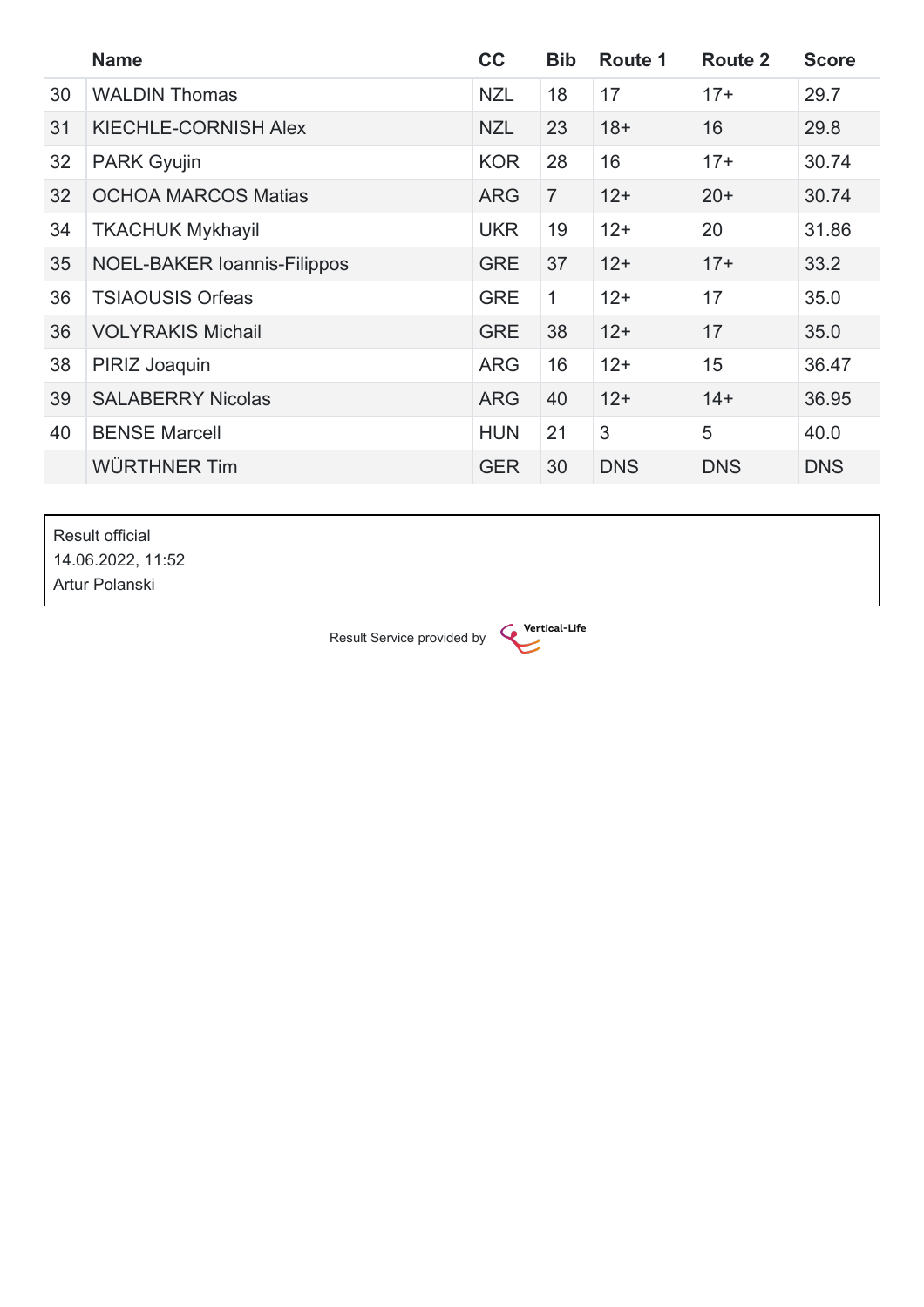| | Name | CC | Bib | Route 1 | Route 2 | Score |
|---|---|---|---|---|---|---|
| 30 | WALDIN Thomas | NZL | 18 | 17 | 17+ | 29.7 |
| 31 | KIECHLE-CORNISH Alex | NZL | 23 | 18+ | 16 | 29.8 |
| 32 | PARK Gyujin | KOR | 28 | 16 | 17+ | 30.74 |
| 32 | OCHOA MARCOS Matias | ARG | 7 | 12+ | 20+ | 30.74 |
| 34 | TKACHUK Mykhayil | UKR | 19 | 12+ | 20 | 31.86 |
| 35 | NOEL-BAKER Ioannis-Filippos | GRE | 37 | 12+ | 17+ | 33.2 |
| 36 | TSIAOUSIS Orfeas | GRE | 1 | 12+ | 17 | 35.0 |
| 36 | VOLYRAKIS Michail | GRE | 38 | 12+ | 17 | 35.0 |
| 38 | PIRIZ Joaquin | ARG | 16 | 12+ | 15 | 36.47 |
| 39 | SALABERRY Nicolas | ARG | 40 | 12+ | 14+ | 36.95 |
| 40 | BENSE Marcell | HUN | 21 | 3 | 5 | 40.0 |
| | WÜRTHNER Tim | GER | 30 | DNS | DNS | DNS |

Result official
14.06.2022, 11:52
Artur Polanski

Result Service provided by Vertical-Life